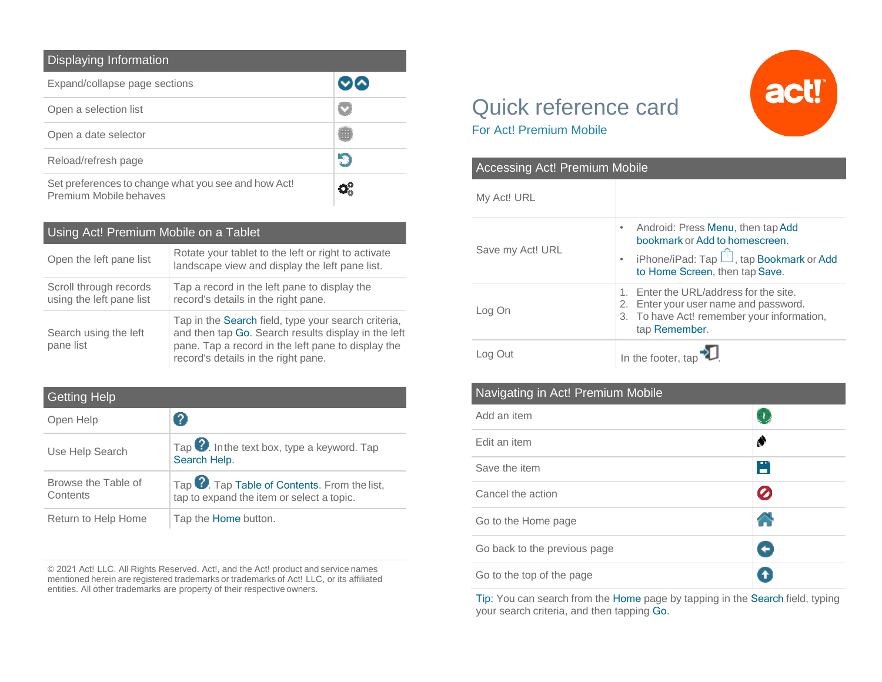# Quick reference card

For Act! Premium Mobile

## Accessing Act! Premium Mobile

| Accessing Act! Premium Mobile | |
|---|---|
| My Act! URL | |
| Save my Act! URL | • Android: Press Menu, then tap Add bookmark or Add to homescreen.<br>• iPhone/iPad: Tap , tap Bookmark or Add to Home Screen, then tap Save. |
| Log On | 1. Enter the URL/address for the site.<br>2. Enter your user name and password.<br>3. To have Act! remember your information, tap Remember. |
| Log Out | In the footer, tap . |

## Navigating in Act! Premium Mobile

| Navigating in Act! Premium Mobile | |
|---|---|
| Add an item | |
| Edit an item | |
| Save the item | |
| Cancel the action | |
| Go to the Home page | |
| Go back to the previous page | |
| Go to the top of the page | |

Tip: You can search from the Home page by tapping in the Search field, typing your search criteria, and then tapping Go.

## Displaying Information

| Displaying Information | |
|---|---|
| Expand/collapse page sections | |
| Open a selection list | |
| Open a date selector | |
| Reload/refresh page | |
| Set preferences to change what you see and how Act! Premium Mobile behaves | |

## Using Act! Premium Mobile on a Tablet

| Using Act! Premium Mobile on a Tablet | |
|---|---|
| Open the left pane list | Rotate your tablet to the left or right to activate landscape view and display the left pane list. |
| Scroll through records using the left pane list | Tap a record in the left pane to display the record's details in the right pane. |
| Search using the left pane list | Tap in the Search field, type your search criteria, and then tap Go. Search results display in the left pane. Tap a record in the left pane to display the record's details in the right pane. |

## Getting Help

| Getting Help | |
|---|---|
| Open Help | |
| Use Help Search | Tap . In the text box, type a keyword. Tap Search Help. |
| Browse the Table of Contents | Tap . Tap Table of Contents. From the list, tap to expand the item or select a topic. |
| Return to Help Home | Tap the Home button. |

© 2021 Act! LLC. All Rights Reserved. Act!, and the Act! product and service names mentioned herein are registered trademarks or trademarks of Act! LLC, or its affiliated entities. All other trademarks are property of their respective owners.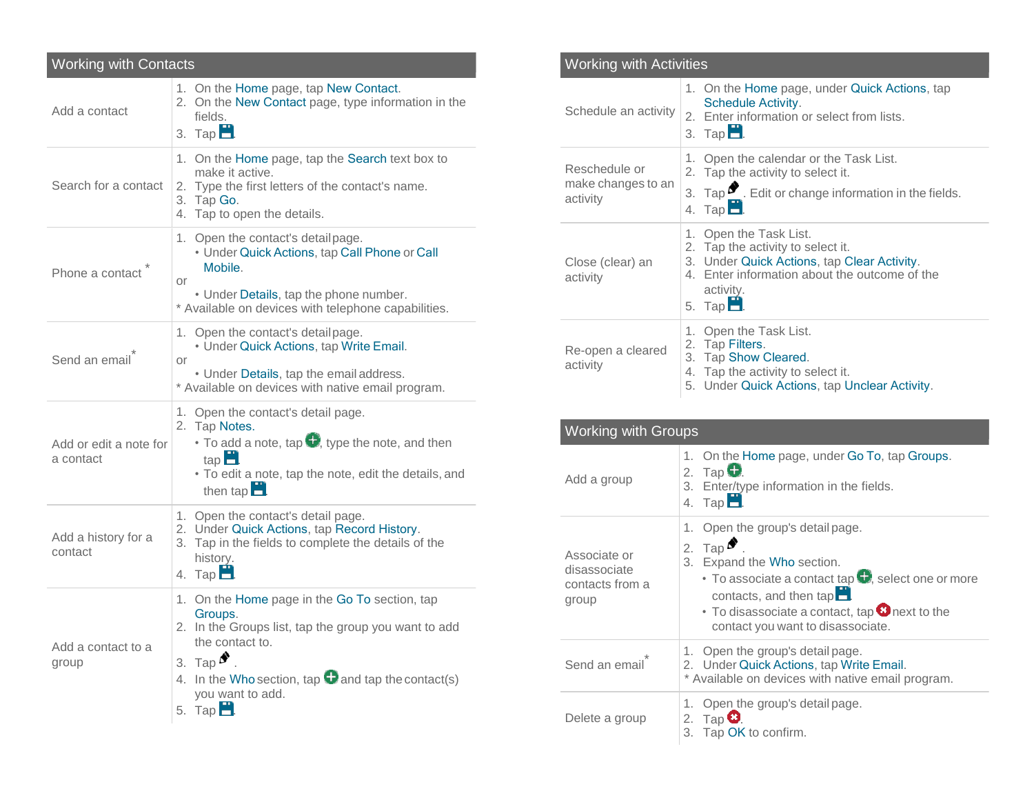## Working with Contacts

| | |
|---|---|
| Add a contact | 1. On the Home page, tap New Contact.<br>2. On the New Contact page, type information in the fields.<br>3. Tap . |
| Search for a contact | 1. On the Home page, tap the Search text box to make it active.<br>2. Type the first letters of the contact's name.<br>3. Tap Go.<br>4. Tap to open the details. |
| Phone a contact * | 1. Open the contact's detail page.<br>• Under Quick Actions, tap Call Phone or Call Mobile.<br>or<br>• Under Details, tap the phone number.<br>* Available on devices with telephone capabilities. |
| Send an email* | 1. Open the contact's detail page.<br>• Under Quick Actions, tap Write Email.<br>or<br>• Under Details, tap the email address.<br>* Available on devices with native email program. |
| Add or edit a note for a contact | 1. Open the contact's detail page.<br>2. Tap Notes.<br>• To add a note, tap , type the note, and then tap .<br>• To edit a note, tap the note, edit the details, and then tap . |
| Add a history for a contact | 1. Open the contact's detail page.<br>2. Under Quick Actions, tap Record History.<br>3. Tap in the fields to complete the details of the history.<br>4. Tap . |
| Add a contact to a group | 1. On the Home page in the Go To section, tap Groups.<br>2. In the Groups list, tap the group you want to add the contact to.<br>3. Tap .<br>4. In the Who section, tap and tap the contact(s) you want to add.<br>5. Tap . |

## Working with Activities

| | |
|---|---|
| Schedule an activity | 1. On the Home page, under Quick Actions, tap Schedule Activity.<br>2. Enter information or select from lists.<br>3. Tap . |
| Reschedule or make changes to an activity | 1. Open the calendar or the Task List.<br>2. Tap the activity to select it.<br>3. Tap . Edit or change information in the fields.<br>4. Tap . |
| Close (clear) an activity | 1. Open the Task List.<br>2. Tap the activity to select it.<br>3. Under Quick Actions, tap Clear Activity.<br>4. Enter information about the outcome of the activity.<br>5. Tap . |
| Re-open a cleared activity | 1. Open the Task List.<br>2. Tap Filters.<br>3. Tap Show Cleared.<br>4. Tap the activity to select it.<br>5. Under Quick Actions, tap Unclear Activity. |

## Working with Groups

| | |
|---|---|
| Add a group | 1. On the Home page, under Go To, tap Groups.<br>2. Tap .<br>3. Enter/type information in the fields.<br>4. Tap . |
| Associate or disassociate contacts from a group | 1. Open the group's detail page.<br>2. Tap .<br>3. Expand the Who section.<br>• To associate a contact tap , select one or more contacts, and then tap .<br>• To disassociate a contact, tap next to the contact you want to disassociate. |
| Send an email* | 1. Open the group's detail page.<br>2. Under Quick Actions, tap Write Email.<br>* Available on devices with native email program. |
| Delete a group | 1. Open the group's detail page.<br>2. Tap .<br>3. Tap OK to confirm. |